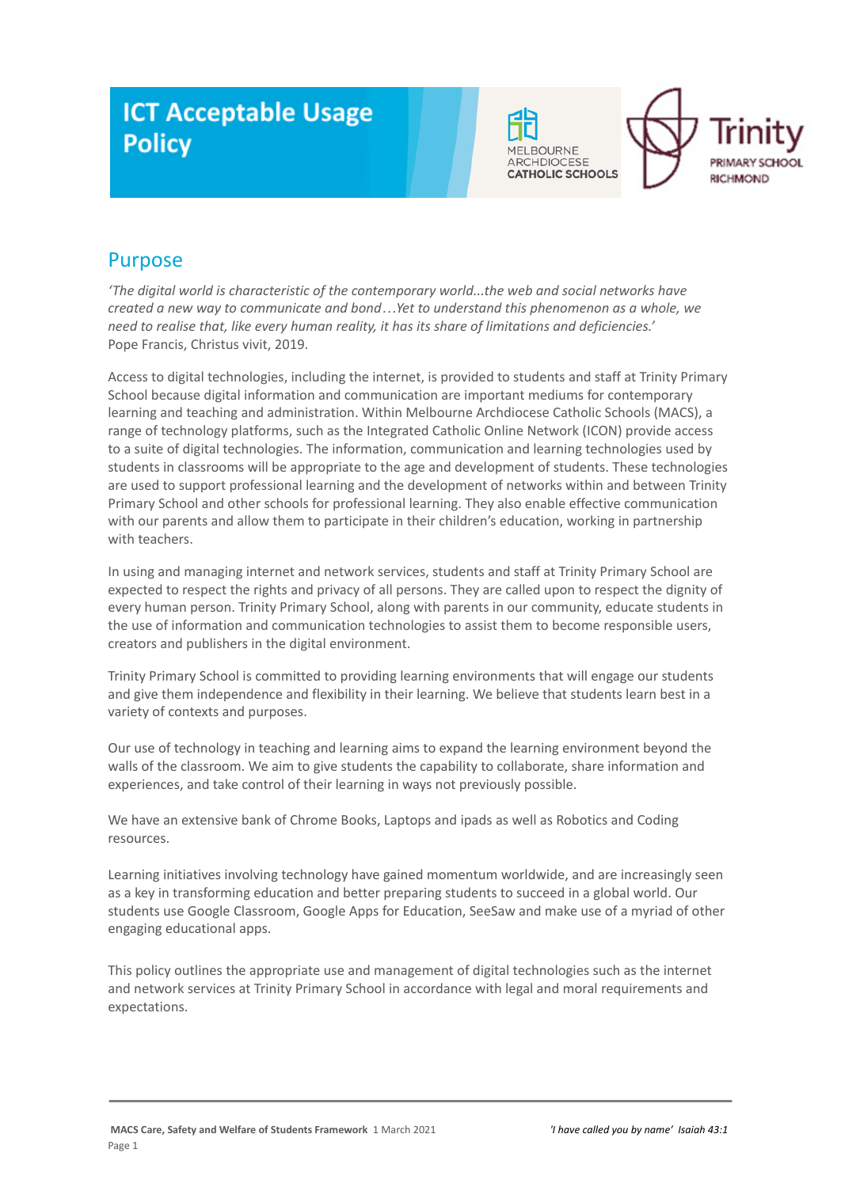# ICT Acceptable Usage Policy

## Purpose

*'The digital world is characteristic of the contemporary world...the web and social networks have created a new way to communicate and bond…Yet to understand this phenomenon as a whole, we need to realise that, like every human reality, it has its share of limitations and deficiencies.'*
Pope Francis, Christus vivit, 2019.

Access to digital technologies, including the internet, is provided to students and staff at Trinity Primary School because digital information and communication are important mediums for contemporary learning and teaching and administration. Within Melbourne Archdiocese Catholic Schools (MACS), a range of technology platforms, such as the Integrated Catholic Online Network (ICON) provide access to a suite of digital technologies. The information, communication and learning technologies used by students in classrooms will be appropriate to the age and development of students. These technologies are used to support professional learning and the development of networks within and between Trinity Primary School and other schools for professional learning. They also enable effective communication with our parents and allow them to participate in their children's education, working in partnership with teachers.

In using and managing internet and network services, students and staff at Trinity Primary School are expected to respect the rights and privacy of all persons. They are called upon to respect the dignity of every human person. Trinity Primary School, along with parents in our community, educate students in the use of information and communication technologies to assist them to become responsible users, creators and publishers in the digital environment.

Trinity Primary School is committed to providing learning environments that will engage our students and give them independence and flexibility in their learning. We believe that students learn best in a variety of contexts and purposes.

Our use of technology in teaching and learning aims to expand the learning environment beyond the walls of the classroom. We aim to give students the capability to collaborate, share information and experiences, and take control of their learning in ways not previously possible.

We have an extensive bank of Chrome Books, Laptops and ipads as well as Robotics and Coding resources.

Learning initiatives involving technology have gained momentum worldwide, and are increasingly seen as a key in transforming education and better preparing students to succeed in a global world. Our students use Google Classroom, Google Apps for Education, SeeSaw and make use of a myriad of other engaging educational apps.

This policy outlines the appropriate use and management of digital technologies such as the internet and network services at Trinity Primary School in accordance with legal and moral requirements and expectations.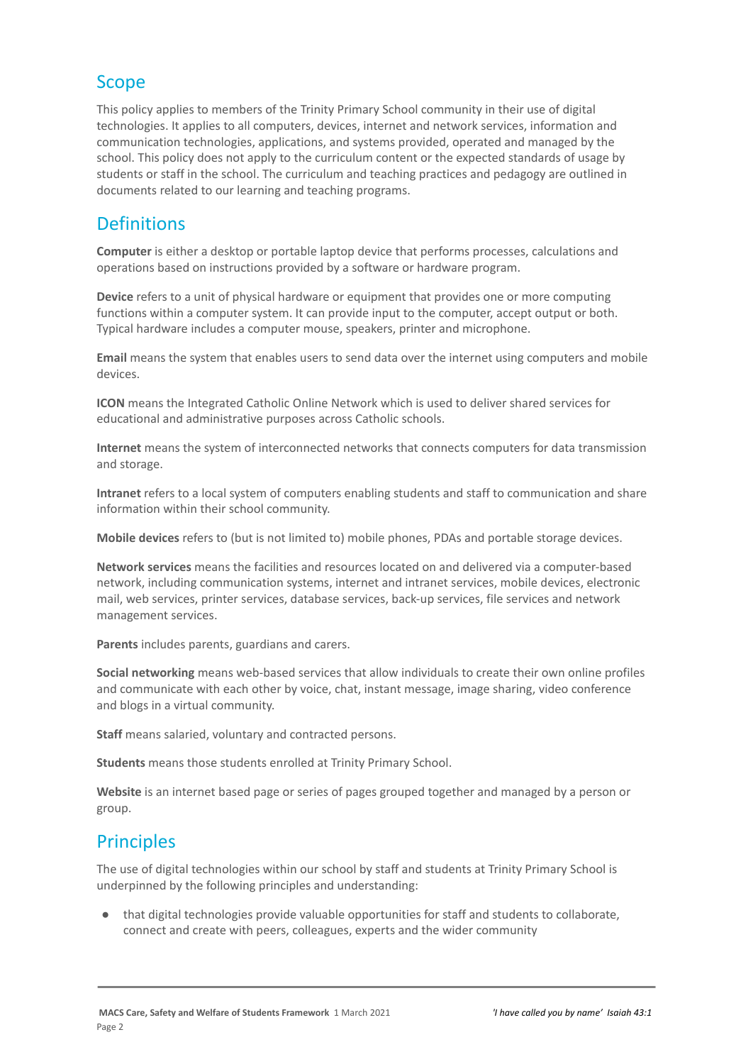## Scope

This policy applies to members of the Trinity Primary School community in their use of digital technologies. It applies to all computers, devices, internet and network services, information and communication technologies, applications, and systems provided, operated and managed by the school. This policy does not apply to the curriculum content or the expected standards of usage by students or staff in the school. The curriculum and teaching practices and pedagogy are outlined in documents related to our learning and teaching programs.

## Definitions

**Computer** is either a desktop or portable laptop device that performs processes, calculations and operations based on instructions provided by a software or hardware program.

**Device** refers to a unit of physical hardware or equipment that provides one or more computing functions within a computer system. It can provide input to the computer, accept output or both. Typical hardware includes a computer mouse, speakers, printer and microphone.

**Email** means the system that enables users to send data over the internet using computers and mobile devices.

**ICON** means the Integrated Catholic Online Network which is used to deliver shared services for educational and administrative purposes across Catholic schools.

**Internet** means the system of interconnected networks that connects computers for data transmission and storage.

**Intranet** refers to a local system of computers enabling students and staff to communication and share information within their school community.

**Mobile devices** refers to (but is not limited to) mobile phones, PDAs and portable storage devices.

**Network services** means the facilities and resources located on and delivered via a computer-based network, including communication systems, internet and intranet services, mobile devices, electronic mail, web services, printer services, database services, back-up services, file services and network management services.

**Parents** includes parents, guardians and carers.

**Social networking** means web-based services that allow individuals to create their own online profiles and communicate with each other by voice, chat, instant message, image sharing, video conference and blogs in a virtual community.

**Staff** means salaried, voluntary and contracted persons.

**Students** means those students enrolled at Trinity Primary School.

**Website** is an internet based page or series of pages grouped together and managed by a person or group.

## Principles

The use of digital technologies within our school by staff and students at Trinity Primary School is underpinned by the following principles and understanding:

- that digital technologies provide valuable opportunities for staff and students to collaborate, connect and create with peers, colleagues, experts and the wider community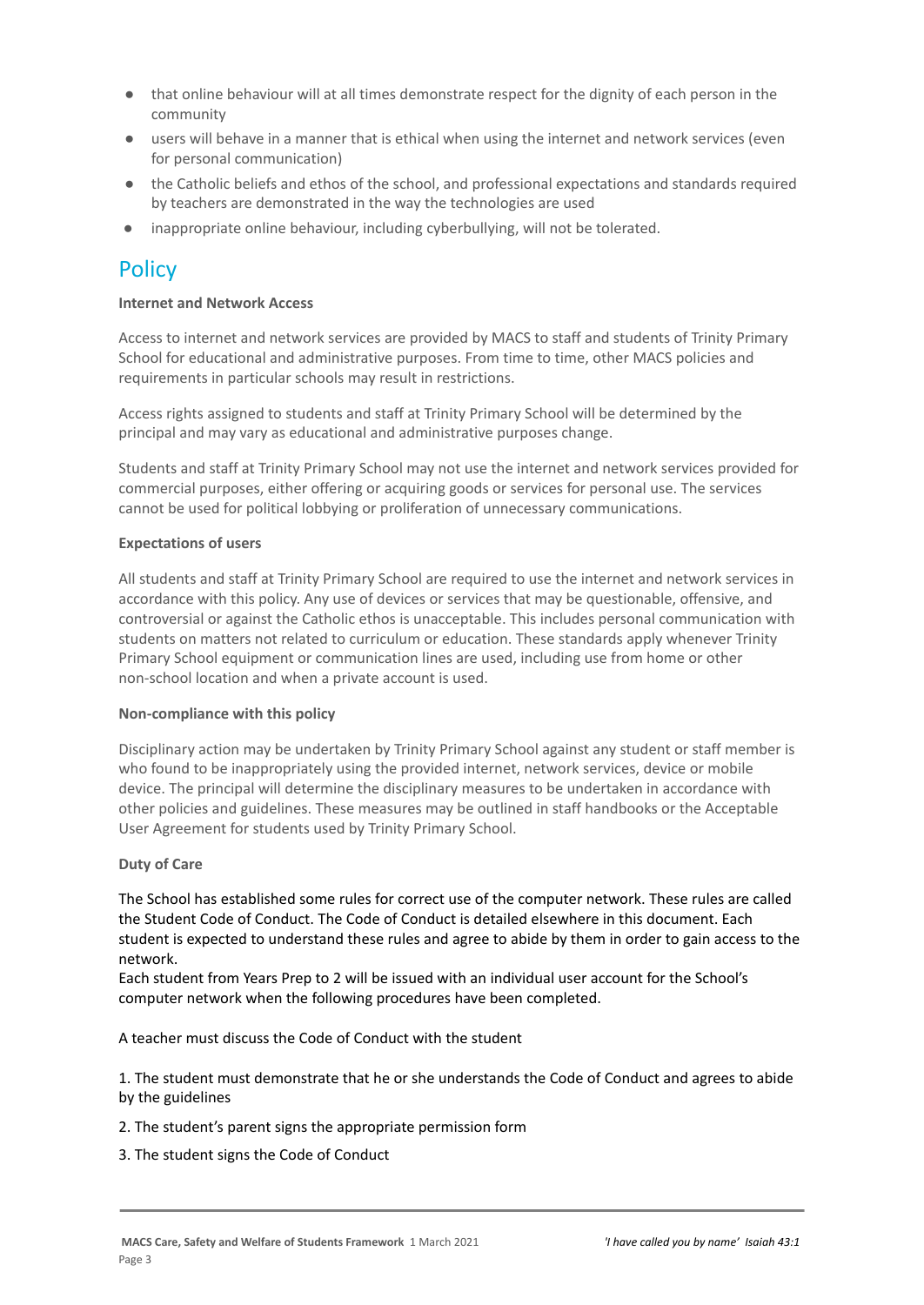- that online behaviour will at all times demonstrate respect for the dignity of each person in the community
- users will behave in a manner that is ethical when using the internet and network services (even for personal communication)
- the Catholic beliefs and ethos of the school, and professional expectations and standards required by teachers are demonstrated in the way the technologies are used
- inappropriate online behaviour, including cyberbullying, will not be tolerated.

## Policy

**Internet and Network Access**

Access to internet and network services are provided by MACS to staff and students of Trinity Primary School for educational and administrative purposes. From time to time, other MACS policies and requirements in particular schools may result in restrictions.

Access rights assigned to students and staff at Trinity Primary School will be determined by the principal and may vary as educational and administrative purposes change.

Students and staff at Trinity Primary School may not use the internet and network services provided for commercial purposes, either offering or acquiring goods or services for personal use. The services cannot be used for political lobbying or proliferation of unnecessary communications.

**Expectations of users**

All students and staff at Trinity Primary School are required to use the internet and network services in accordance with this policy. Any use of devices or services that may be questionable, offensive, and controversial or against the Catholic ethos is unacceptable. This includes personal communication with students on matters not related to curriculum or education. These standards apply whenever Trinity Primary School equipment or communication lines are used, including use from home or other non-school location and when a private account is used.

**Non-compliance with this policy**

Disciplinary action may be undertaken by Trinity Primary School against any student or staff member is who found to be inappropriately using the provided internet, network services, device or mobile device. The principal will determine the disciplinary measures to be undertaken in accordance with other policies and guidelines. These measures may be outlined in staff handbooks or the Acceptable User Agreement for students used by Trinity Primary School.

**Duty of Care**

The School has established some rules for correct use of the computer network. These rules are called the Student Code of Conduct. The Code of Conduct is detailed elsewhere in this document. Each student is expected to understand these rules and agree to abide by them in order to gain access to the network.
Each student from Years Prep to 2 will be issued with an individual user account for the School's computer network when the following procedures have been completed.

A teacher must discuss the Code of Conduct with the student

1. The student must demonstrate that he or she understands the Code of Conduct and agrees to abide by the guidelines
2. The student's parent signs the appropriate permission form
3. The student signs the Code of Conduct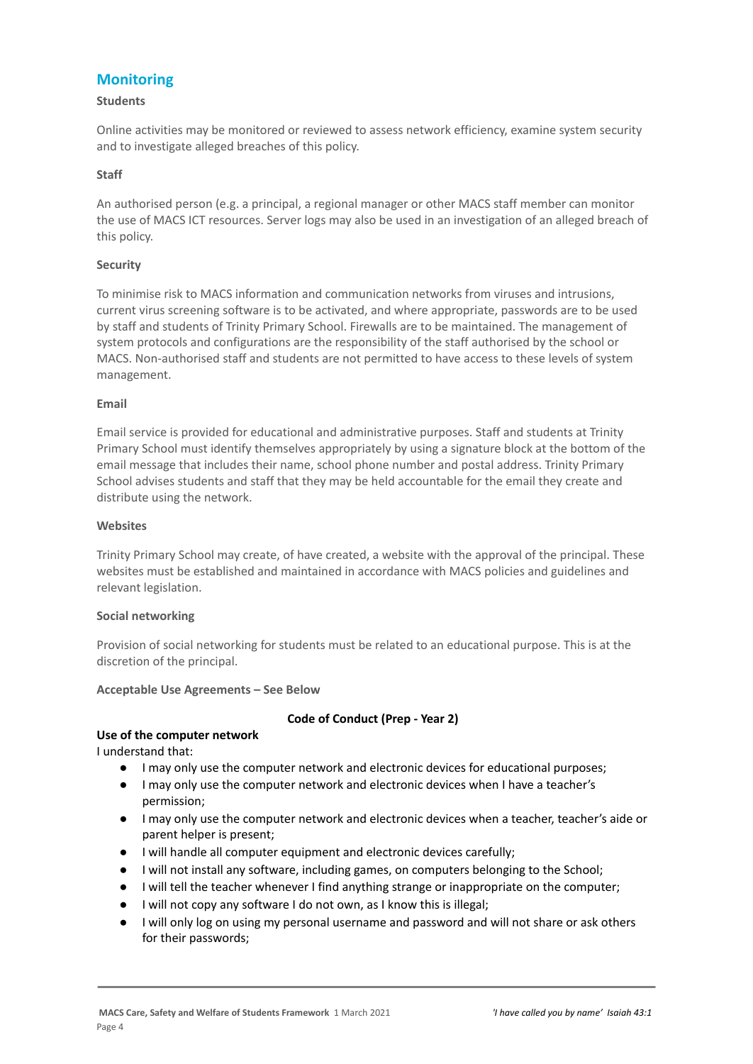## Monitoring

**Students**

Online activities may be monitored or reviewed to assess network efficiency, examine system security and to investigate alleged breaches of this policy.

**Staff**

An authorised person (e.g. a principal, a regional manager or other MACS staff member can monitor the use of MACS ICT resources. Server logs may also be used in an investigation of an alleged breach of this policy.

**Security**

To minimise risk to MACS information and communication networks from viruses and intrusions, current virus screening software is to be activated, and where appropriate, passwords are to be used by staff and students of Trinity Primary School. Firewalls are to be maintained. The management of system protocols and configurations are the responsibility of the staff authorised by the school or MACS. Non-authorised staff and students are not permitted to have access to these levels of system management.

**Email**

Email service is provided for educational and administrative purposes. Staff and students at Trinity Primary School must identify themselves appropriately by using a signature block at the bottom of the email message that includes their name, school phone number and postal address. Trinity Primary School advises students and staff that they may be held accountable for the email they create and distribute using the network.

**Websites**

Trinity Primary School may create, of have created, a website with the approval of the principal. These websites must be established and maintained in accordance with MACS policies and guidelines and relevant legislation.

**Social networking**

Provision of social networking for students must be related to an educational purpose. This is at the discretion of the principal.

**Acceptable Use Agreements – See Below**

**Code of Conduct (Prep - Year 2)**

**Use of the computer network**

I understand that:

- I may only use the computer network and electronic devices for educational purposes;
- I may only use the computer network and electronic devices when I have a teacher's permission;
- I may only use the computer network and electronic devices when a teacher, teacher's aide or parent helper is present;
- I will handle all computer equipment and electronic devices carefully;
- I will not install any software, including games, on computers belonging to the School;
- I will tell the teacher whenever I find anything strange or inappropriate on the computer;
- I will not copy any software I do not own, as I know this is illegal;
- I will only log on using my personal username and password and will not share or ask others for their passwords;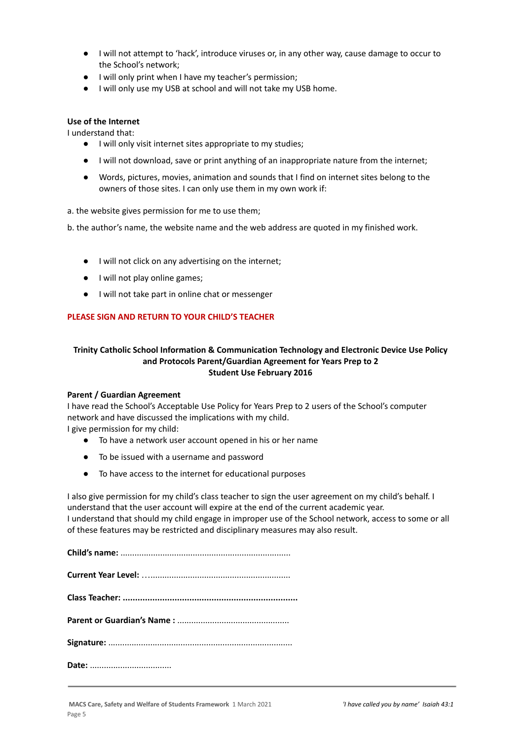- I will not attempt to 'hack', introduce viruses or, in any other way, cause damage to occur to the School's network;
- I will only print when I have my teacher's permission;
- I will only use my USB at school and will not take my USB home.

**Use of the Internet**

I understand that:

- I will only visit internet sites appropriate to my studies;
- I will not download, save or print anything of an inappropriate nature from the internet;
- Words, pictures, movies, animation and sounds that I find on internet sites belong to the owners of those sites. I can only use them in my own work if:

a. the website gives permission for me to use them;

b. the author's name, the website name and the web address are quoted in my finished work.

- I will not click on any advertising on the internet;
- I will not play online games;
- I will not take part in online chat or messenger

**PLEASE SIGN AND RETURN TO YOUR CHILD'S TEACHER**

**Trinity Catholic School Information & Communication Technology and Electronic Device Use Policy and Protocols Parent/Guardian Agreement for Years Prep to 2 Student Use February 2016**

**Parent / Guardian Agreement**

I have read the School's Acceptable Use Policy for Years Prep to 2 users of the School's computer network and have discussed the implications with my child.

I give permission for my child:

- To have a network user account opened in his or her name
- To be issued with a username and password
- To have access to the internet for educational purposes

I also give permission for my child's class teacher to sign the user agreement on my child's behalf. I understand that the user account will expire at the end of the current academic year.

I understand that should my child engage in improper use of the School network, access to some or all of these features may be restricted and disciplinary measures may also result.

**Child's name:** ........................................................................

**Current Year Level:** …...........................................................

**Class Teacher:** .......................................................................

**Parent or Guardian's Name :** ...............................................

**Signature:** ..............................................................................

**Date:** ...................................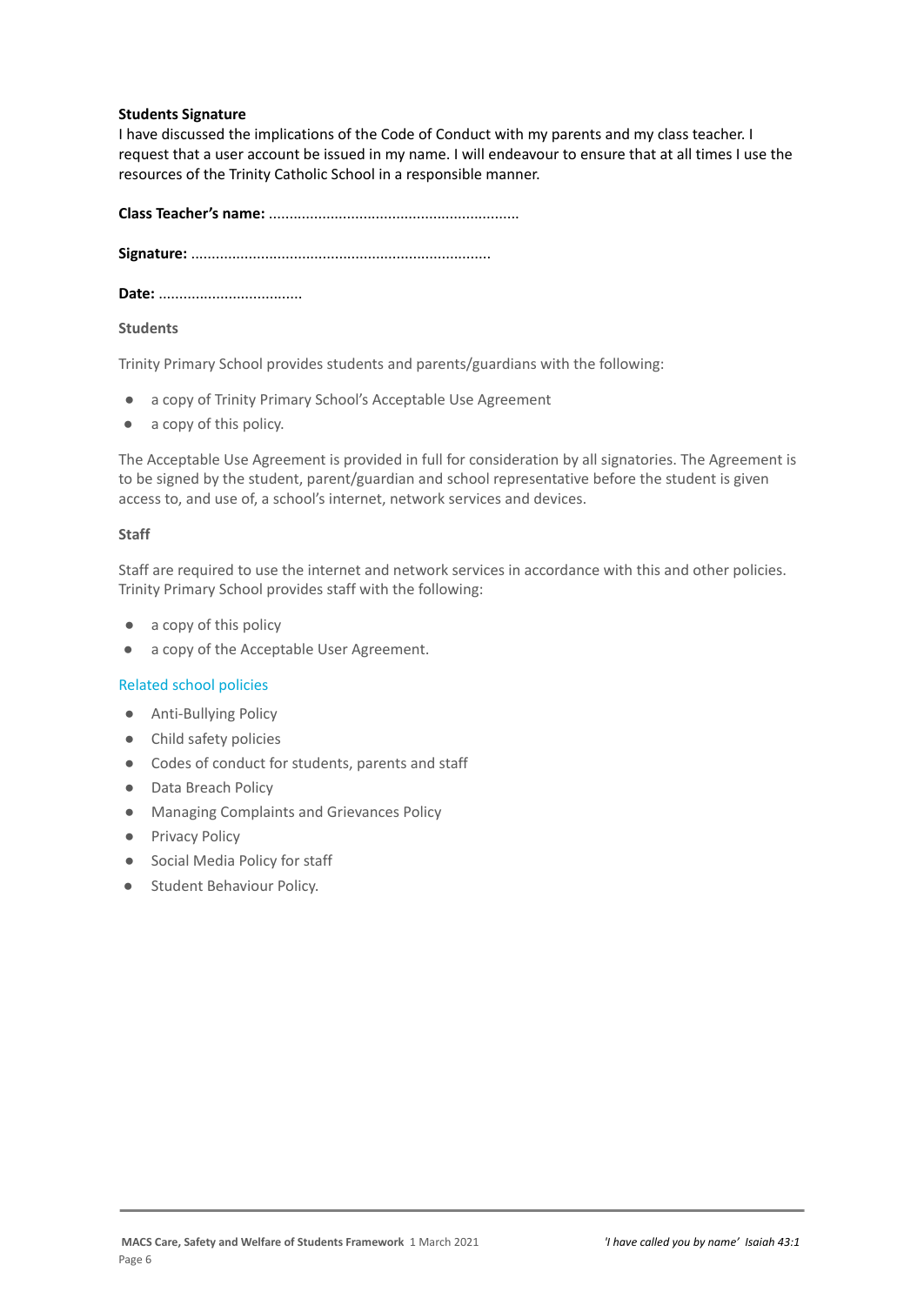**Students Signature**
I have discussed the implications of the Code of Conduct with my parents and my class teacher. I request that a user account be issued in my name. I will endeavour to ensure that at all times I use the resources of the Trinity Catholic School in a responsible manner.

**Class Teacher's name:** ............................................................

**Signature:** ........................................................................

**Date:** ...................................

### Students

Trinity Primary School provides students and parents/guardians with the following:

- a copy of Trinity Primary School's Acceptable Use Agreement
- a copy of this policy.

The Acceptable Use Agreement is provided in full for consideration by all signatories. The Agreement is to be signed by the student, parent/guardian and school representative before the student is given access to, and use of, a school's internet, network services and devices.

### Staff

Staff are required to use the internet and network services in accordance with this and other policies. Trinity Primary School provides staff with the following:

- a copy of this policy
- a copy of the Acceptable User Agreement.

## Related school policies

- Anti-Bullying Policy
- Child safety policies
- Codes of conduct for students, parents and staff
- Data Breach Policy
- Managing Complaints and Grievances Policy
- Privacy Policy
- Social Media Policy for staff
- Student Behaviour Policy.